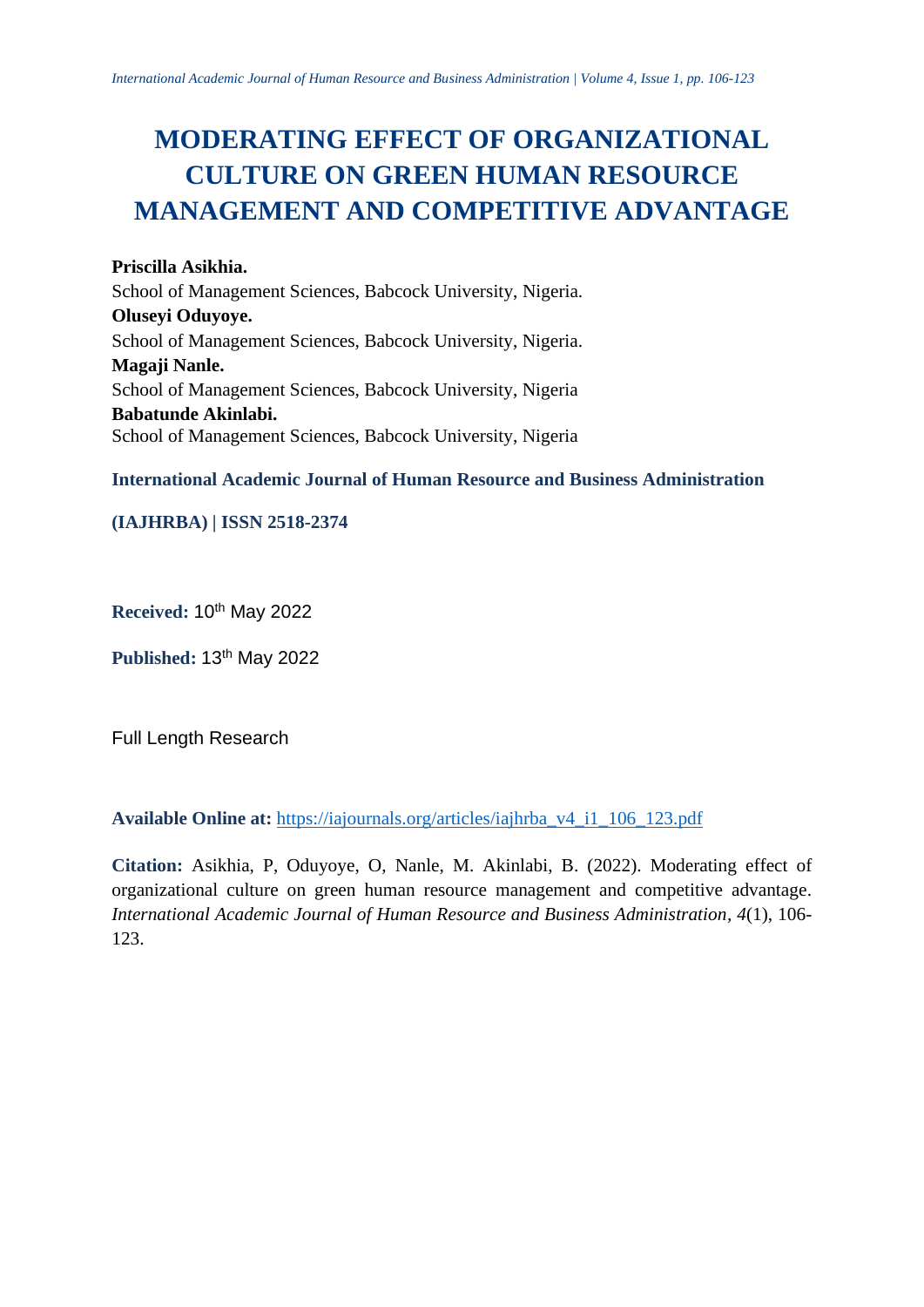# MODERATING EFFECT OF ORGANIZATIONAL CULTURE ON GREEN HUMAN RESOURCE MANAGEMENT AND COMPETITIVE ADVANTAGE

**Priscilla Asikhia.**
School of Management Sciences, Babcock University, Nigeria.
**Oluseyi Oduyoye.**
School of Management Sciences, Babcock University, Nigeria.
**Magaji Nanle.**
School of Management Sciences, Babcock University, Nigeria
**Babatunde Akinlabi.**
School of Management Sciences, Babcock University, Nigeria

**International Academic Journal of Human Resource and Business Administration**

**(IAJHRBA) | ISSN 2518-2374**

**Received:** 10th May 2022

**Published:** 13th May 2022

Full Length Research

**Available Online at:** https://iajournals.org/articles/iajhrba_v4_i1_106_123.pdf

**Citation:** Asikhia, P, Oduyoye, O, Nanle, M. Akinlabi, B. (2022). Moderating effect of organizational culture on green human resource management and competitive advantage. *International Academic Journal of Human Resource and Business Administration, 4*(1), 106-123.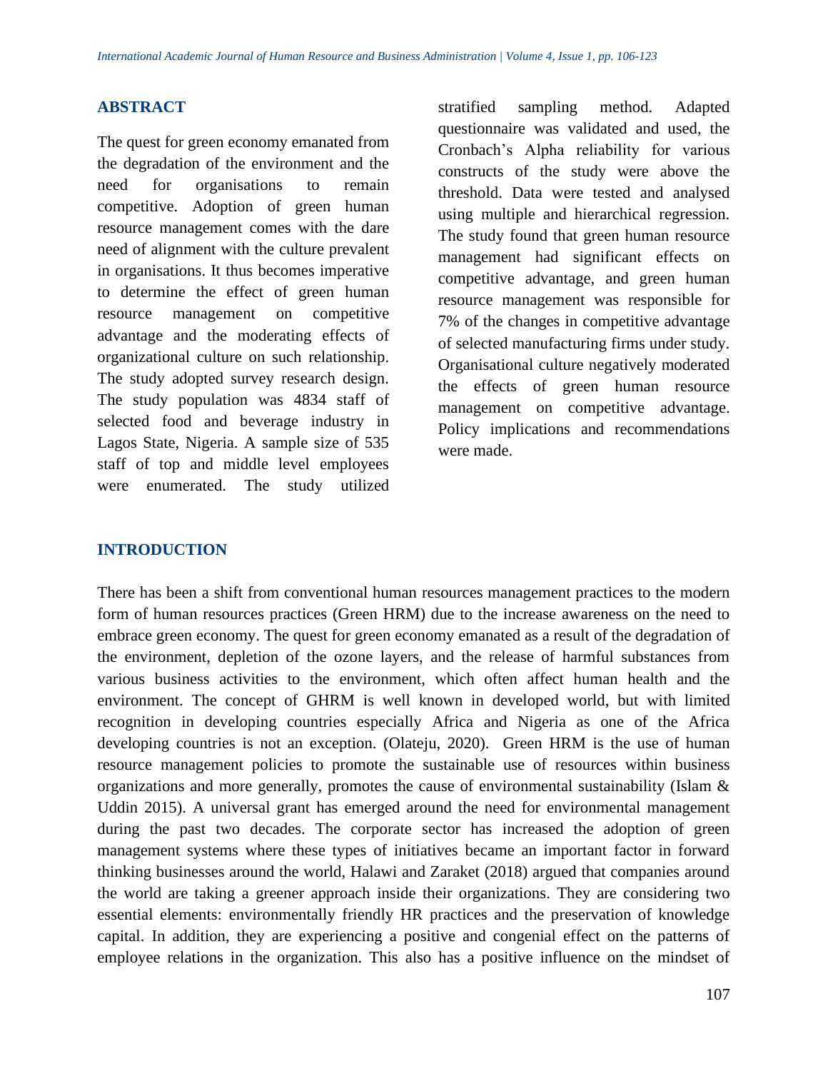## ABSTRACT

The quest for green economy emanated from the degradation of the environment and the need for organisations to remain competitive. Adoption of green human resource management comes with the dare need of alignment with the culture prevalent in organisations. It thus becomes imperative to determine the effect of green human resource management on competitive advantage and the moderating effects of organizational culture on such relationship. The study adopted survey research design. The study population was 4834 staff of selected food and beverage industry in Lagos State, Nigeria. A sample size of 535 staff of top and middle level employees were enumerated. The study utilized stratified sampling method. Adapted questionnaire was validated and used, the Cronbach's Alpha reliability for various constructs of the study were above the threshold. Data were tested and analysed using multiple and hierarchical regression. The study found that green human resource management had significant effects on competitive advantage, and green human resource management was responsible for 7% of the changes in competitive advantage of selected manufacturing firms under study. Organisational culture negatively moderated the effects of green human resource management on competitive advantage. Policy implications and recommendations were made.

## INTRODUCTION

There has been a shift from conventional human resources management practices to the modern form of human resources practices (Green HRM) due to the increase awareness on the need to embrace green economy. The quest for green economy emanated as a result of the degradation of the environment, depletion of the ozone layers, and the release of harmful substances from various business activities to the environment, which often affect human health and the environment. The concept of GHRM is well known in developed world, but with limited recognition in developing countries especially Africa and Nigeria as one of the Africa developing countries is not an exception. (Olateju, 2020). Green HRM is the use of human resource management policies to promote the sustainable use of resources within business organizations and more generally, promotes the cause of environmental sustainability (Islam & Uddin 2015). A universal grant has emerged around the need for environmental management during the past two decades. The corporate sector has increased the adoption of green management systems where these types of initiatives became an important factor in forward thinking businesses around the world, Halawi and Zaraket (2018) argued that companies around the world are taking a greener approach inside their organizations. They are considering two essential elements: environmentally friendly HR practices and the preservation of knowledge capital. In addition, they are experiencing a positive and congenial effect on the patterns of employee relations in the organization. This also has a positive influence on the mindset of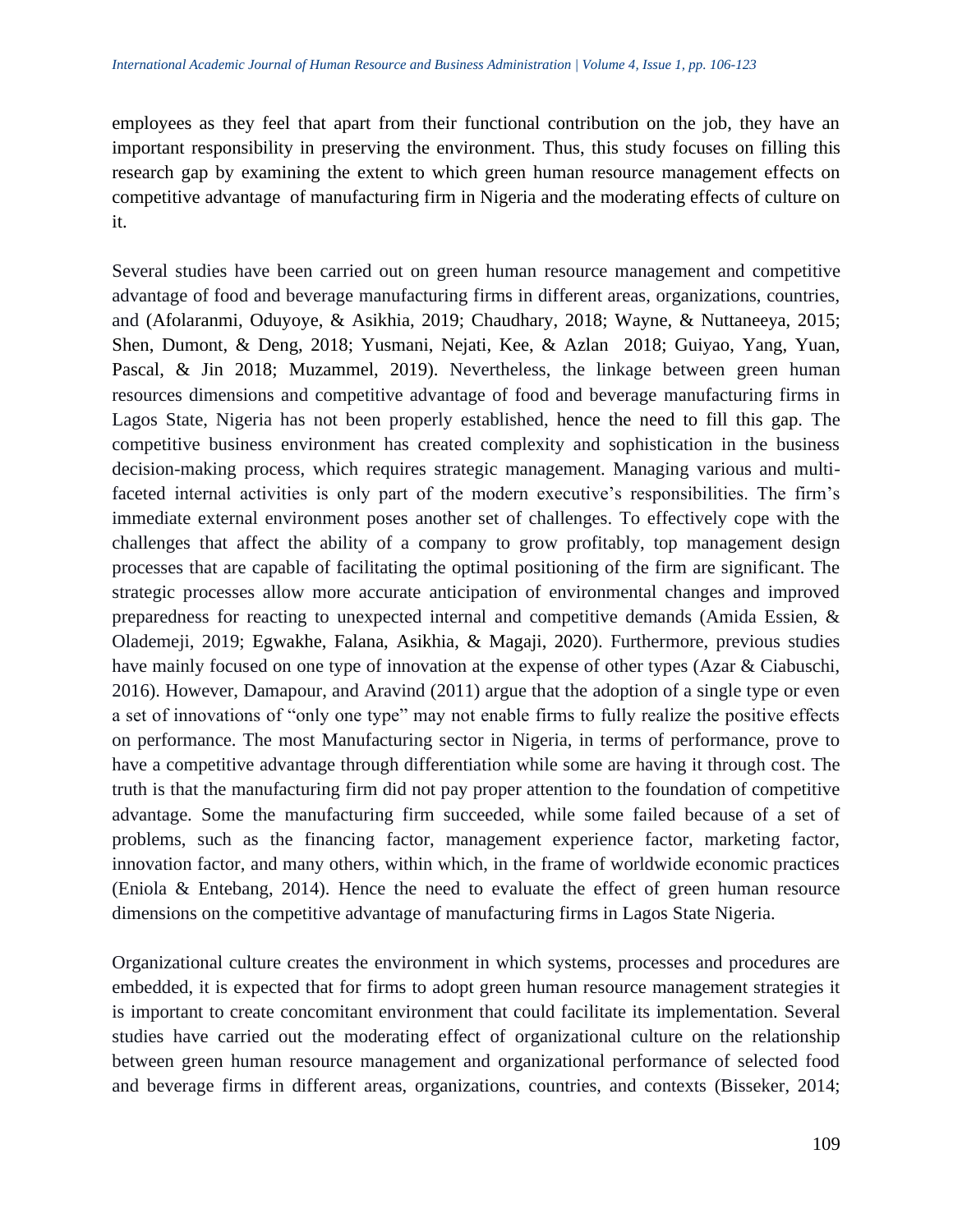employees as they feel that apart from their functional contribution on the job, they have an important responsibility in preserving the environment. Thus, this study focuses on filling this research gap by examining the extent to which green human resource management effects on competitive advantage of manufacturing firm in Nigeria and the moderating effects of culture on it.

Several studies have been carried out on green human resource management and competitive advantage of food and beverage manufacturing firms in different areas, organizations, countries, and (Afolaranmi, Oduyoye, & Asikhia, 2019; Chaudhary, 2018; Wayne, & Nuttaneeya, 2015; Shen, Dumont, & Deng, 2018; Yusmani, Nejati, Kee, & Azlan 2018; Guiyao, Yang, Yuan, Pascal, & Jin 2018; Muzammel, 2019). Nevertheless, the linkage between green human resources dimensions and competitive advantage of food and beverage manufacturing firms in Lagos State, Nigeria has not been properly established, hence the need to fill this gap. The competitive business environment has created complexity and sophistication in the business decision-making process, which requires strategic management. Managing various and multi-faceted internal activities is only part of the modern executive's responsibilities. The firm's immediate external environment poses another set of challenges. To effectively cope with the challenges that affect the ability of a company to grow profitably, top management design processes that are capable of facilitating the optimal positioning of the firm are significant. The strategic processes allow more accurate anticipation of environmental changes and improved preparedness for reacting to unexpected internal and competitive demands (Amida Essien, & Olademeji, 2019; Egwakhe, Falana, Asikhia, & Magaji, 2020). Furthermore, previous studies have mainly focused on one type of innovation at the expense of other types (Azar & Ciabuschi, 2016). However, Damapour, and Aravind (2011) argue that the adoption of a single type or even a set of innovations of "only one type" may not enable firms to fully realize the positive effects on performance. The most Manufacturing sector in Nigeria, in terms of performance, prove to have a competitive advantage through differentiation while some are having it through cost. The truth is that the manufacturing firm did not pay proper attention to the foundation of competitive advantage. Some the manufacturing firm succeeded, while some failed because of a set of problems, such as the financing factor, management experience factor, marketing factor, innovation factor, and many others, within which, in the frame of worldwide economic practices (Eniola & Entebang, 2014). Hence the need to evaluate the effect of green human resource dimensions on the competitive advantage of manufacturing firms in Lagos State Nigeria.

Organizational culture creates the environment in which systems, processes and procedures are embedded, it is expected that for firms to adopt green human resource management strategies it is important to create concomitant environment that could facilitate its implementation. Several studies have carried out the moderating effect of organizational culture on the relationship between green human resource management and organizational performance of selected food and beverage firms in different areas, organizations, countries, and contexts (Bisseker, 2014;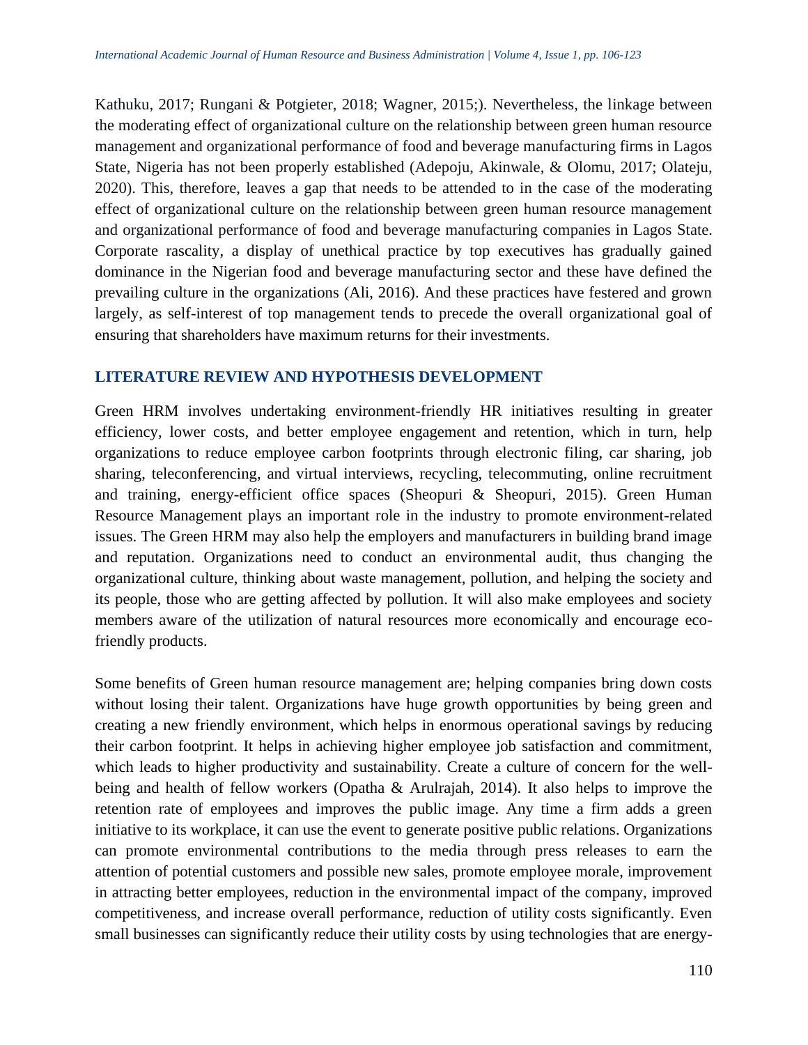Kathuku, 2017; Rungani & Potgieter, 2018; Wagner, 2015;). Nevertheless, the linkage between the moderating effect of organizational culture on the relationship between green human resource management and organizational performance of food and beverage manufacturing firms in Lagos State, Nigeria has not been properly established (Adepoju, Akinwale, & Olomu, 2017; Olateju, 2020). This, therefore, leaves a gap that needs to be attended to in the case of the moderating effect of organizational culture on the relationship between green human resource management and organizational performance of food and beverage manufacturing companies in Lagos State. Corporate rascality, a display of unethical practice by top executives has gradually gained dominance in the Nigerian food and beverage manufacturing sector and these have defined the prevailing culture in the organizations (Ali, 2016). And these practices have festered and grown largely, as self-interest of top management tends to precede the overall organizational goal of ensuring that shareholders have maximum returns for their investments.

## LITERATURE REVIEW AND HYPOTHESIS DEVELOPMENT

Green HRM involves undertaking environment-friendly HR initiatives resulting in greater efficiency, lower costs, and better employee engagement and retention, which in turn, help organizations to reduce employee carbon footprints through electronic filing, car sharing, job sharing, teleconferencing, and virtual interviews, recycling, telecommuting, online recruitment and training, energy-efficient office spaces (Sheopuri & Sheopuri, 2015). Green Human Resource Management plays an important role in the industry to promote environment-related issues. The Green HRM may also help the employers and manufacturers in building brand image and reputation. Organizations need to conduct an environmental audit, thus changing the organizational culture, thinking about waste management, pollution, and helping the society and its people, those who are getting affected by pollution. It will also make employees and society members aware of the utilization of natural resources more economically and encourage eco-friendly products.

Some benefits of Green human resource management are; helping companies bring down costs without losing their talent. Organizations have huge growth opportunities by being green and creating a new friendly environment, which helps in enormous operational savings by reducing their carbon footprint. It helps in achieving higher employee job satisfaction and commitment, which leads to higher productivity and sustainability. Create a culture of concern for the well-being and health of fellow workers (Opatha & Arulrajah, 2014). It also helps to improve the retention rate of employees and improves the public image. Any time a firm adds a green initiative to its workplace, it can use the event to generate positive public relations. Organizations can promote environmental contributions to the media through press releases to earn the attention of potential customers and possible new sales, promote employee morale, improvement in attracting better employees, reduction in the environmental impact of the company, improved competitiveness, and increase overall performance, reduction of utility costs significantly. Even small businesses can significantly reduce their utility costs by using technologies that are energy-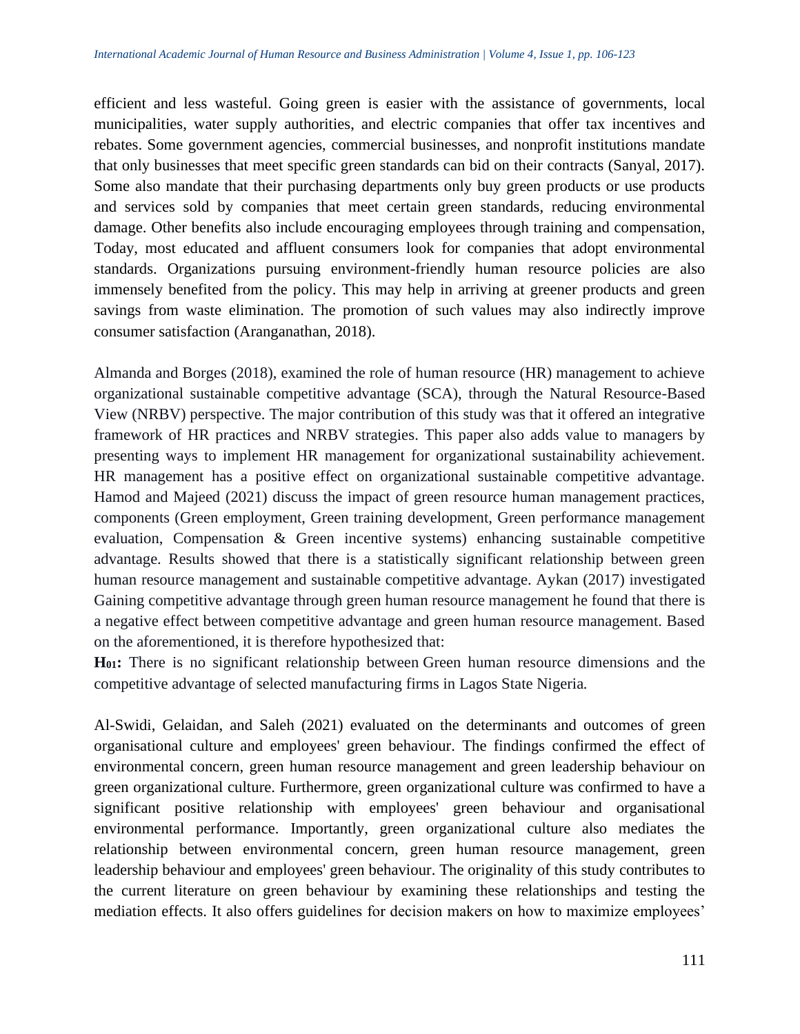efficient and less wasteful. Going green is easier with the assistance of governments, local municipalities, water supply authorities, and electric companies that offer tax incentives and rebates. Some government agencies, commercial businesses, and nonprofit institutions mandate that only businesses that meet specific green standards can bid on their contracts (Sanyal, 2017). Some also mandate that their purchasing departments only buy green products or use products and services sold by companies that meet certain green standards, reducing environmental damage. Other benefits also include encouraging employees through training and compensation, Today, most educated and affluent consumers look for companies that adopt environmental standards. Organizations pursuing environment-friendly human resource policies are also immensely benefited from the policy. This may help in arriving at greener products and green savings from waste elimination. The promotion of such values may also indirectly improve consumer satisfaction (Aranganathan, 2018).

Almanda and Borges (2018), examined the role of human resource (HR) management to achieve organizational sustainable competitive advantage (SCA), through the Natural Resource-Based View (NRBV) perspective. The major contribution of this study was that it offered an integrative framework of HR practices and NRBV strategies. This paper also adds value to managers by presenting ways to implement HR management for organizational sustainability achievement. HR management has a positive effect on organizational sustainable competitive advantage. Hamod and Majeed (2021) discuss the impact of green resource human management practices, components (Green employment, Green training development, Green performance management evaluation, Compensation & Green incentive systems) enhancing sustainable competitive advantage. Results showed that there is a statistically significant relationship between green human resource management and sustainable competitive advantage. Aykan (2017) investigated Gaining competitive advantage through green human resource management he found that there is a negative effect between competitive advantage and green human resource management. Based on the aforementioned, it is therefore hypothesized that:

**$H_{01}$:** There is no significant relationship between Green human resource dimensions and the competitive advantage of selected manufacturing firms in Lagos State Nigeria.

Al-Swidi, Gelaidan, and Saleh (2021) evaluated on the determinants and outcomes of green organisational culture and employees' green behaviour. The findings confirmed the effect of environmental concern, green human resource management and green leadership behaviour on green organizational culture. Furthermore, green organizational culture was confirmed to have a significant positive relationship with employees' green behaviour and organisational environmental performance. Importantly, green organizational culture also mediates the relationship between environmental concern, green human resource management, green leadership behaviour and employees' green behaviour. The originality of this study contributes to the current literature on green behaviour by examining these relationships and testing the mediation effects. It also offers guidelines for decision makers on how to maximize employees'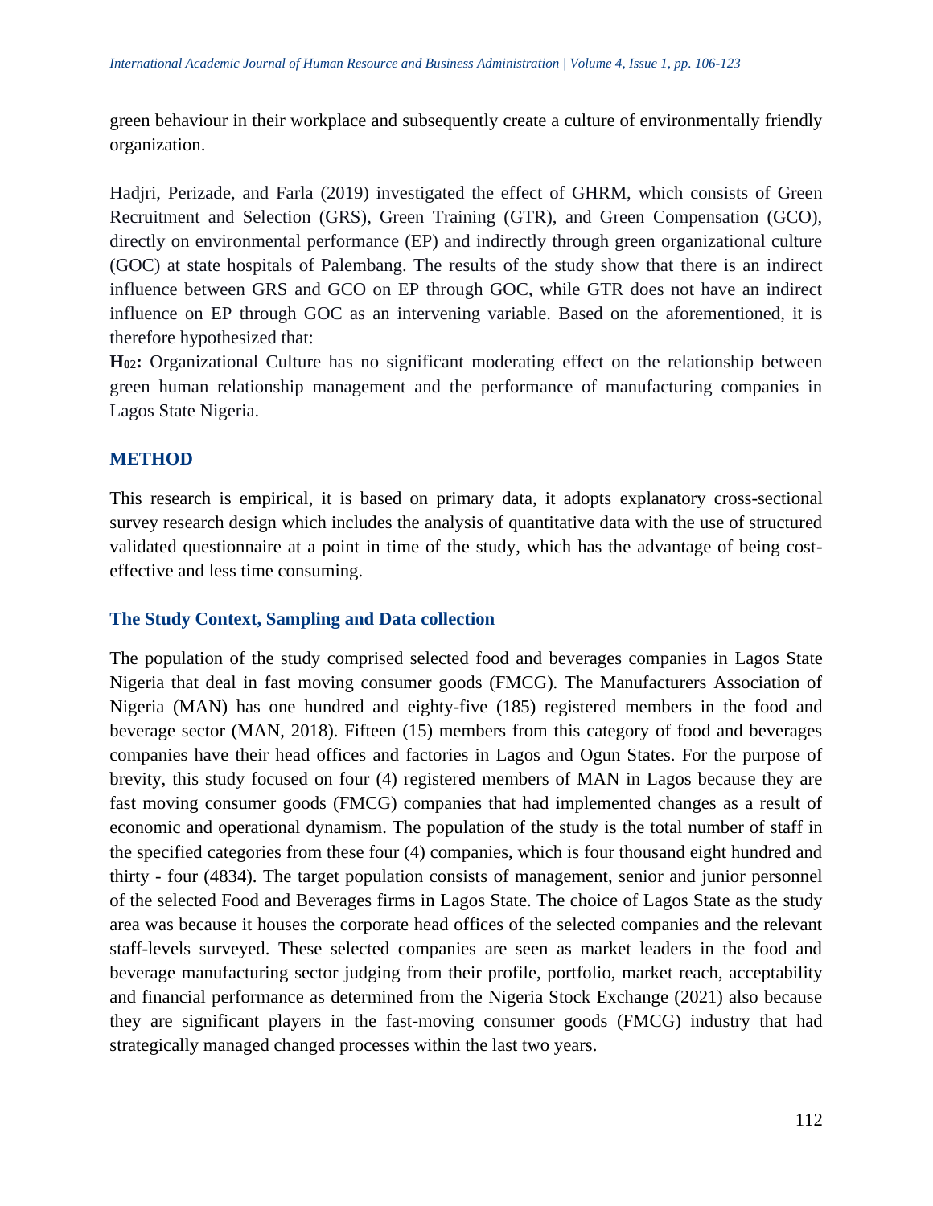green behaviour in their workplace and subsequently create a culture of environmentally friendly organization.

Hadjri, Perizade, and Farla (2019) investigated the effect of GHRM, which consists of Green Recruitment and Selection (GRS), Green Training (GTR), and Green Compensation (GCO), directly on environmental performance (EP) and indirectly through green organizational culture (GOC) at state hospitals of Palembang. The results of the study show that there is an indirect influence between GRS and GCO on EP through GOC, while GTR does not have an indirect influence on EP through GOC as an intervening variable. Based on the aforementioned, it is therefore hypothesized that:

**$H_{02}$:** Organizational Culture has no significant moderating effect on the relationship between green human relationship management and the performance of manufacturing companies in Lagos State Nigeria.

## METHOD

This research is empirical, it is based on primary data, it adopts explanatory cross-sectional survey research design which includes the analysis of quantitative data with the use of structured validated questionnaire at a point in time of the study, which has the advantage of being cost-effective and less time consuming.

### The Study Context, Sampling and Data collection

The population of the study comprised selected food and beverages companies in Lagos State Nigeria that deal in fast moving consumer goods (FMCG). The Manufacturers Association of Nigeria (MAN) has one hundred and eighty-five (185) registered members in the food and beverage sector (MAN, 2018). Fifteen (15) members from this category of food and beverages companies have their head offices and factories in Lagos and Ogun States. For the purpose of brevity, this study focused on four (4) registered members of MAN in Lagos because they are fast moving consumer goods (FMCG) companies that had implemented changes as a result of economic and operational dynamism. The population of the study is the total number of staff in the specified categories from these four (4) companies, which is four thousand eight hundred and thirty - four (4834). The target population consists of management, senior and junior personnel of the selected Food and Beverages firms in Lagos State. The choice of Lagos State as the study area was because it houses the corporate head offices of the selected companies and the relevant staff-levels surveyed. These selected companies are seen as market leaders in the food and beverage manufacturing sector judging from their profile, portfolio, market reach, acceptability and financial performance as determined from the Nigeria Stock Exchange (2021) also because they are significant players in the fast-moving consumer goods (FMCG) industry that had strategically managed changed processes within the last two years.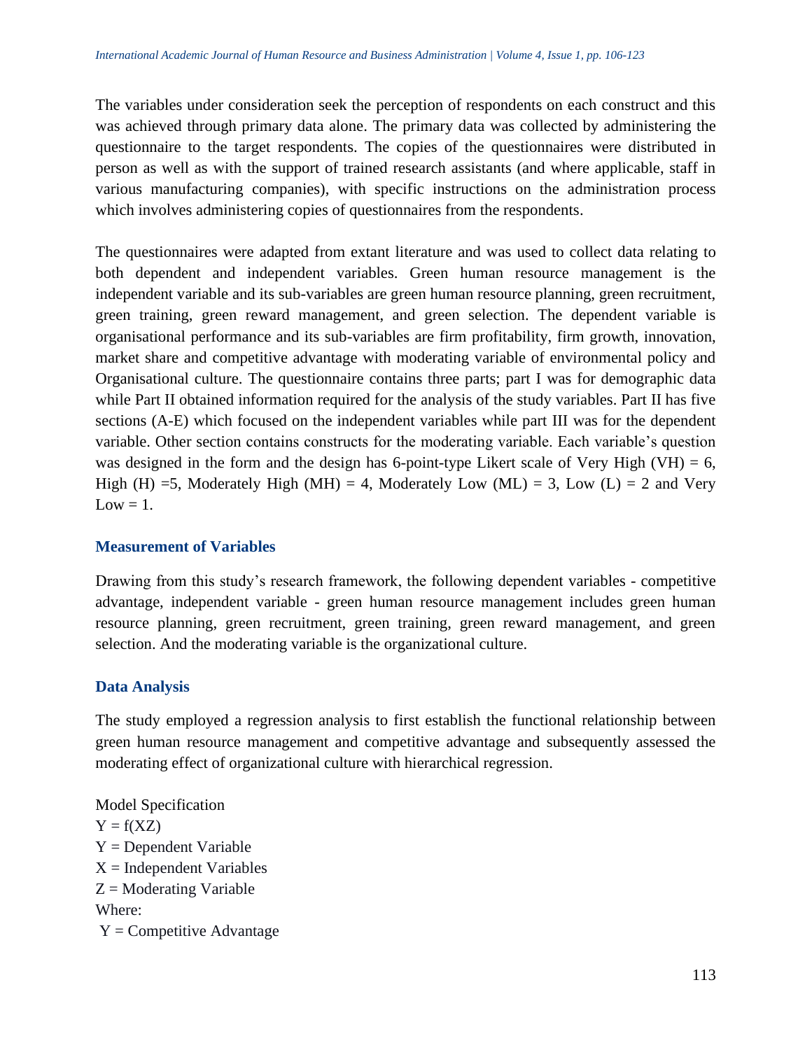The variables under consideration seek the perception of respondents on each construct and this was achieved through primary data alone. The primary data was collected by administering the questionnaire to the target respondents. The copies of the questionnaires were distributed in person as well as with the support of trained research assistants (and where applicable, staff in various manufacturing companies), with specific instructions on the administration process which involves administering copies of questionnaires from the respondents.

The questionnaires were adapted from extant literature and was used to collect data relating to both dependent and independent variables. Green human resource management is the independent variable and its sub-variables are green human resource planning, green recruitment, green training, green reward management, and green selection. The dependent variable is organisational performance and its sub-variables are firm profitability, firm growth, innovation, market share and competitive advantage with moderating variable of environmental policy and Organisational culture. The questionnaire contains three parts; part I was for demographic data while Part II obtained information required for the analysis of the study variables. Part II has five sections (A-E) which focused on the independent variables while part III was for the dependent variable. Other section contains constructs for the moderating variable. Each variable's question was designed in the form and the design has 6-point-type Likert scale of Very High (VH) = 6, High (H) =5, Moderately High (MH) = 4, Moderately Low (ML) = 3, Low (L) = 2 and Very Low = 1.

### Measurement of Variables

Drawing from this study's research framework, the following dependent variables - competitive advantage, independent variable - green human resource management includes green human resource planning, green recruitment, green training, green reward management, and green selection. And the moderating variable is the organizational culture.

### Data Analysis

The study employed a regression analysis to first establish the functional relationship between green human resource management and competitive advantage and subsequently assessed the moderating effect of organizational culture with hierarchical regression.

Model Specification

$Y = f(XZ)$

$Y$ = Dependent Variable

$X$ = Independent Variables

$Z$ = Moderating Variable

Where:

$Y$ = Competitive Advantage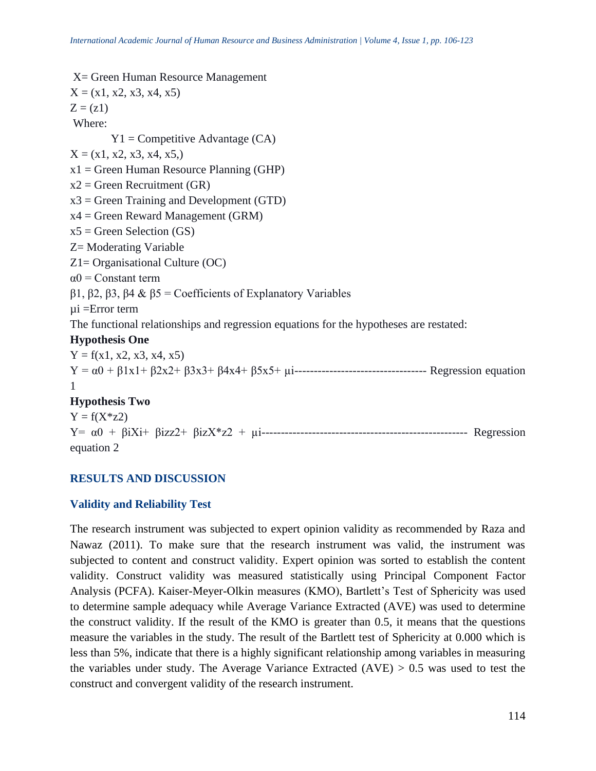X= Green Human Resource Management

$X = (x1, x2, x3, x4, x5)$

$Z = (z1)$

Where:

$Y1$ = Competitive Advantage (CA)

$X = (x1, x2, x3, x4, x5,)$

x1 = Green Human Resource Planning (GHP)

x2 = Green Recruitment (GR)

x3 = Green Training and Development (GTD)

x4 = Green Reward Management (GRM)

x5 = Green Selection (GS)

Z= Moderating Variable

Z1= Organisational Culture (OC)

$\alpha 0$ = Constant term

$\beta 1, \beta 2, \beta 3, \beta 4$ & $\beta 5$ = Coefficients of Explanatory Variables

$\mu i$ =Error term

The functional relationships and regression equations for the hypotheses are restated:

**Hypothesis One**

$Y = f(x1, x2, x3, x4, x5)$

$Y = \alpha 0 + \beta 1x1 + \beta 2x2 + \beta 3x3 + \beta 4x4 + \beta 5x5 + \mu i$---------------------------------- Regression equation 1

**Hypothesis Two**

$Y = f(X*z2)$

$Y = \alpha 0 + \beta iXi + \beta izz2 + \beta izX*z2 + \mu i$---------------------------------------------------- Regression equation 2

## RESULTS AND DISCUSSION

### Validity and Reliability Test

The research instrument was subjected to expert opinion validity as recommended by Raza and Nawaz (2011). To make sure that the research instrument was valid, the instrument was subjected to content and construct validity. Expert opinion was sorted to establish the content validity. Construct validity was measured statistically using Principal Component Factor Analysis (PCFA). Kaiser-Meyer-Olkin measures (KMO), Bartlett's Test of Sphericity was used to determine sample adequacy while Average Variance Extracted (AVE) was used to determine the construct validity. If the result of the KMO is greater than 0.5, it means that the questions measure the variables in the study. The result of the Bartlett test of Sphericity at 0.000 which is less than 5%, indicate that there is a highly significant relationship among variables in measuring the variables under study. The Average Variance Extracted (AVE) > 0.5 was used to test the construct and convergent validity of the research instrument.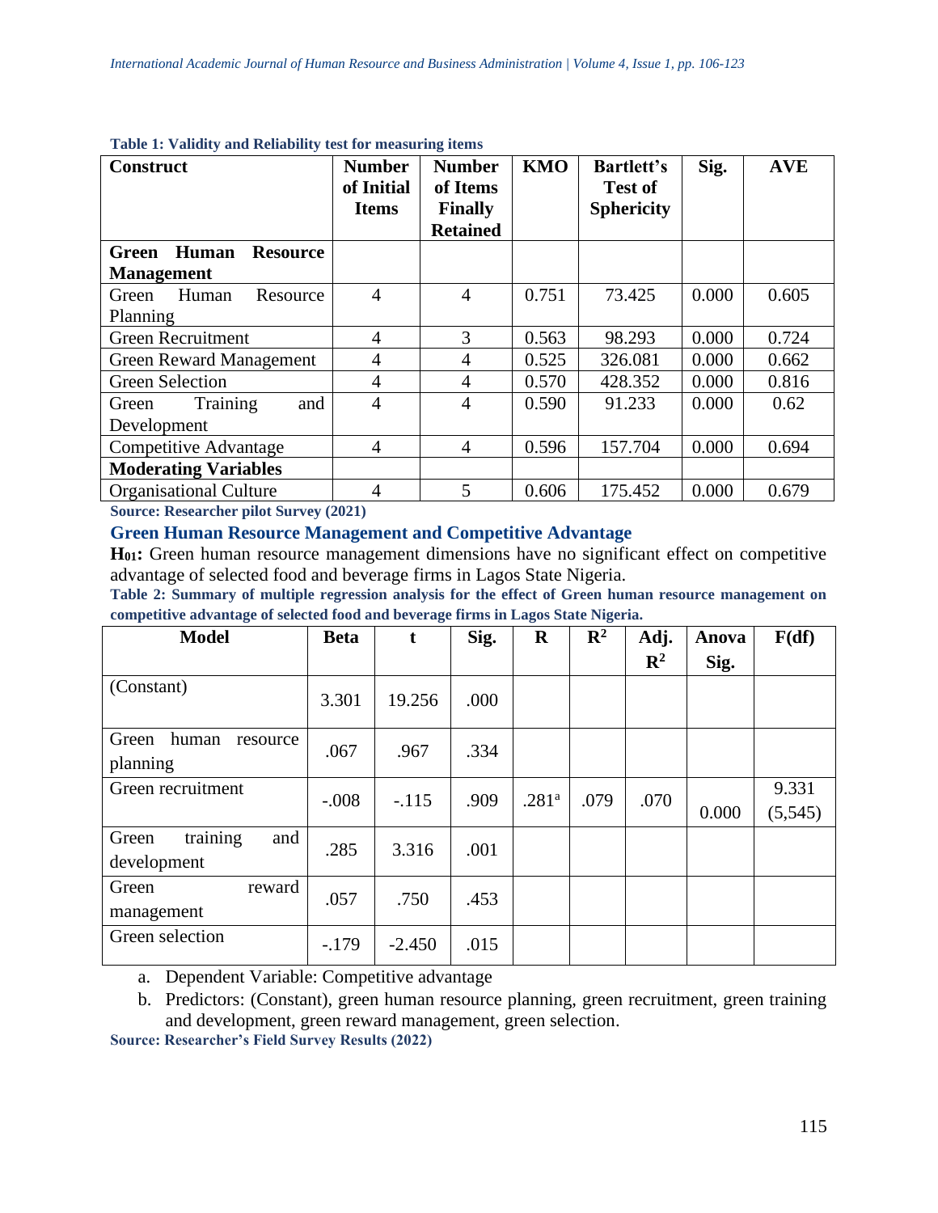**Table 1: Validity and Reliability test for measuring items**

| Construct | Number of Initial Items | Number of Items Finally Retained | KMO | Bartlett's Test of Sphericity | Sig. | AVE |
|---|---|---|---|---|---|---|
| **Green Human Resource Management** | | | | | | |
| Green Human Resource Planning | 4 | 4 | 0.751 | 73.425 | 0.000 | 0.605 |
| Green Recruitment | 4 | 3 | 0.563 | 98.293 | 0.000 | 0.724 |
| Green Reward Management | 4 | 4 | 0.525 | 326.081 | 0.000 | 0.662 |
| Green Selection | 4 | 4 | 0.570 | 428.352 | 0.000 | 0.816 |
| Green Training and Development | 4 | 4 | 0.590 | 91.233 | 0.000 | 0.62 |
| Competitive Advantage | 4 | 4 | 0.596 | 157.704 | 0.000 | 0.694 |
| **Moderating Variables** | | | | | | |
| Organisational Culture | 4 | 5 | 0.606 | 175.452 | 0.000 | 0.679 |

**Source: Researcher pilot Survey (2021)**

### Green Human Resource Management and Competitive Advantage

**$H_{01}$:** Green human resource management dimensions have no significant effect on competitive advantage of selected food and beverage firms in Lagos State Nigeria.

**Table 2: Summary of multiple regression analysis for the effect of Green human resource management on competitive advantage of selected food and beverage firms in Lagos State Nigeria.**

| Model | Beta | t | Sig. | R | $R^2$ | Adj. $R^2$ | Anova Sig. | F(df) |
|---|---|---|---|---|---|---|---|---|
| (Constant) | 3.301 | 19.256 | .000 | | | | | |
| Green human resource planning | .067 | .967 | .334 | | | | | |
| Green recruitment | -.008 | -.115 | .909 | .281[a] | .079 | .070 | 0.000 | 9.331 (5,545) |
| Green training and development | .285 | 3.316 | .001 | | | | | |
| Green reward management | .057 | .750 | .453 | | | | | |
| Green selection | -.179 | -2.450 | .015 | | | | | |

a. Dependent Variable: Competitive advantage

b. Predictors: (Constant), green human resource planning, green recruitment, green training and development, green reward management, green selection.

**Source: Researcher's Field Survey Results (2022)**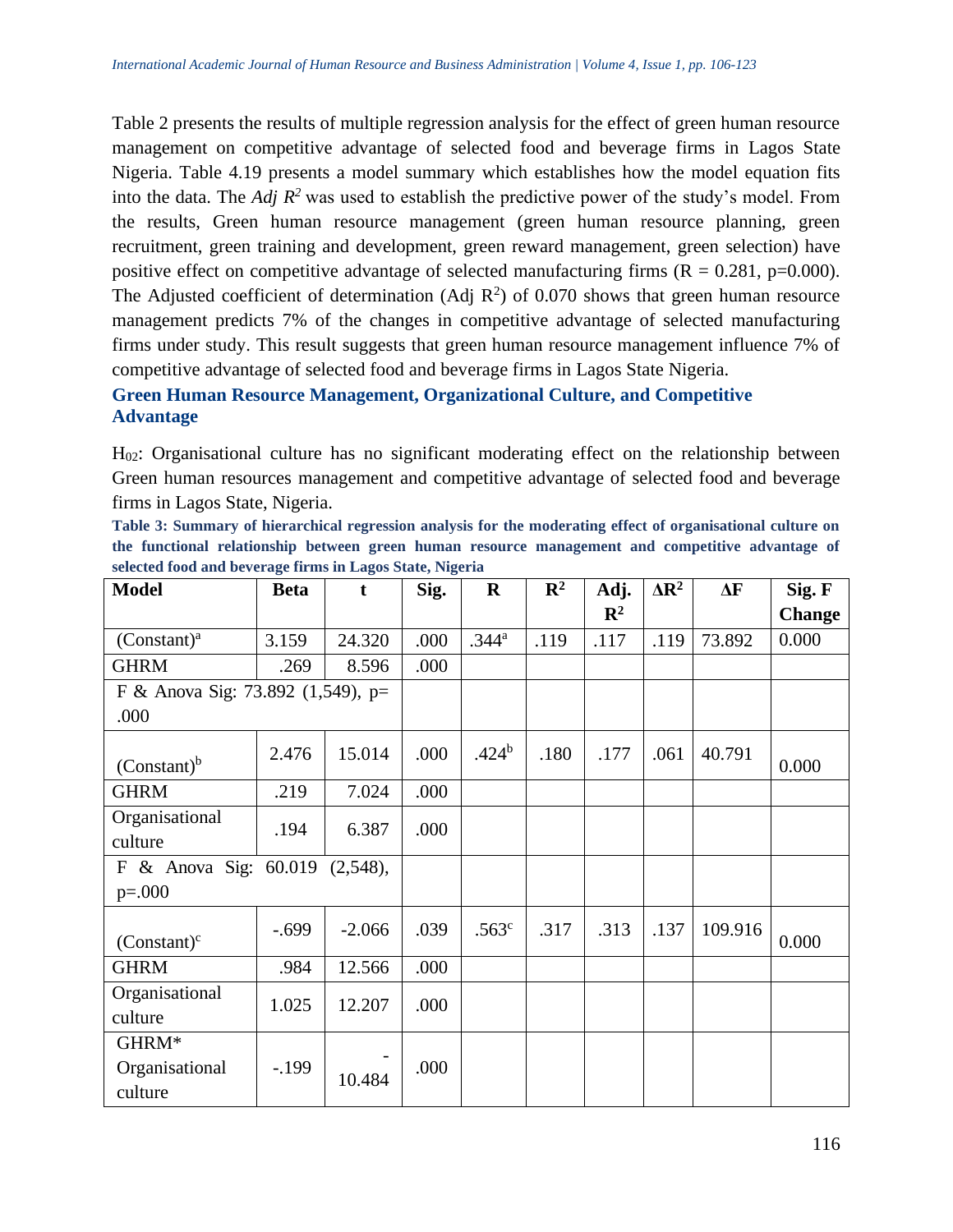Table 2 presents the results of multiple regression analysis for the effect of green human resource management on competitive advantage of selected food and beverage firms in Lagos State Nigeria. Table 4.19 presents a model summary which establishes how the model equation fits into the data. The *Adj $R^2$* was used to establish the predictive power of the study's model. From the results, Green human resource management (green human resource planning, green recruitment, green training and development, green reward management, green selection) have positive effect on competitive advantage of selected manufacturing firms ($R = 0.281$, $p=0.000$). The Adjusted coefficient of determination (Adj $R^2$) of 0.070 shows that green human resource management predicts 7% of the changes in competitive advantage of selected manufacturing firms under study. This result suggests that green human resource management influence 7% of competitive advantage of selected food and beverage firms in Lagos State Nigeria.

### Green Human Resource Management, Organizational Culture, and Competitive Advantage

$H_{02}$: Organisational culture has no significant moderating effect on the relationship between Green human resources management and competitive advantage of selected food and beverage firms in Lagos State, Nigeria.

**Table 3: Summary of hierarchical regression analysis for the moderating effect of organisational culture on the functional relationship between green human resource management and competitive advantage of selected food and beverage firms in Lagos State, Nigeria**

| Model | Beta | t | Sig. | R | $R^2$ | Adj. $R^2$ | $\Delta R^2$ | $\Delta F$ | Sig. F Change |
|---|---|---|---|---|---|---|---|---|---|
| (Constant)[a] | 3.159 | 24.320 | .000 | .344[a] | .119 | .117 | .119 | 73.892 | 0.000 |
| GHRM | .269 | 8.596 | .000 | | | | | | |
| F & Anova Sig: 73.892 (1,549), p= .000 | | | | | | | | | |
| (Constant)[b] | 2.476 | 15.014 | .000 | .424[b] | .180 | .177 | .061 | 40.791 | 0.000 |
| GHRM | .219 | 7.024 | .000 | | | | | | |
| Organisational culture | .194 | 6.387 | .000 | | | | | | |
| F & Anova Sig: 60.019 (2,548), p=.000 | | | | | | | | | |
| (Constant)[c] | -.699 | -2.066 | .039 | .563[c] | .317 | .313 | .137 | 109.916 | 0.000 |
| GHRM | .984 | 12.566 | .000 | | | | | | |
| Organisational culture | 1.025 | 12.207 | .000 | | | | | | |
| GHRM* Organisational culture | -.199 | -10.484 | .000 | | | | | | |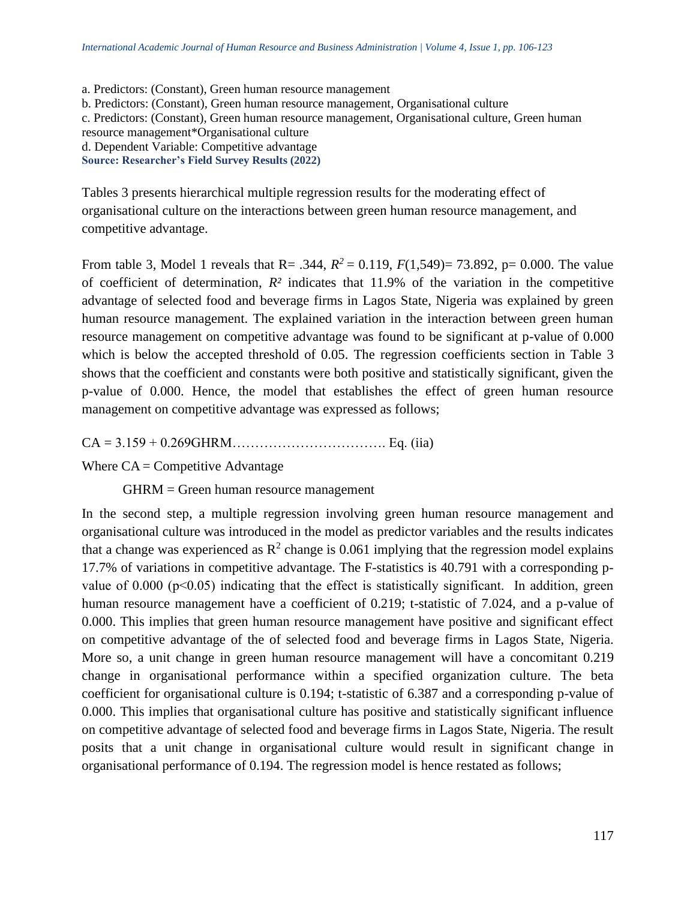a. Predictors: (Constant), Green human resource management
b. Predictors: (Constant), Green human resource management, Organisational culture
c. Predictors: (Constant), Green human resource management, Organisational culture, Green human resource management*Organisational culture
d. Dependent Variable: Competitive advantage
**Source: Researcher's Field Survey Results (2022)**

Tables 3 presents hierarchical multiple regression results for the moderating effect of organisational culture on the interactions between green human resource management, and competitive advantage.

From table 3, Model 1 reveals that R= .344, $R^2$ = 0.119, $F(1,549)$= 73.892, p= 0.000. The value of coefficient of determination, $R^2$ indicates that 11.9% of the variation in the competitive advantage of selected food and beverage firms in Lagos State, Nigeria was explained by green human resource management. The explained variation in the interaction between green human resource management on competitive advantage was found to be significant at p-value of 0.000 which is below the accepted threshold of 0.05. The regression coefficients section in Table 3 shows that the coefficient and constants were both positive and statistically significant, given the p-value of 0.000. Hence, the model that establishes the effect of green human resource management on competitive advantage was expressed as follows;

CA = 3.159 + 0.269GHRM……………………………. Eq. (iia)

Where CA = Competitive Advantage

GHRM = Green human resource management

In the second step, a multiple regression involving green human resource management and organisational culture was introduced in the model as predictor variables and the results indicates that a change was experienced as $R^2$ change is 0.061 implying that the regression model explains 17.7% of variations in competitive advantage. The F-statistics is 40.791 with a corresponding p-value of 0.000 ($p<0.05$) indicating that the effect is statistically significant. In addition, green human resource management have a coefficient of 0.219; t-statistic of 7.024, and a p-value of 0.000. This implies that green human resource management have positive and significant effect on competitive advantage of the of selected food and beverage firms in Lagos State, Nigeria. More so, a unit change in green human resource management will have a concomitant 0.219 change in organisational performance within a specified organization culture. The beta coefficient for organisational culture is 0.194; t-statistic of 6.387 and a corresponding p-value of 0.000. This implies that organisational culture has positive and statistically significant influence on competitive advantage of selected food and beverage firms in Lagos State, Nigeria. The result posits that a unit change in organisational culture would result in significant change in organisational performance of 0.194. The regression model is hence restated as follows;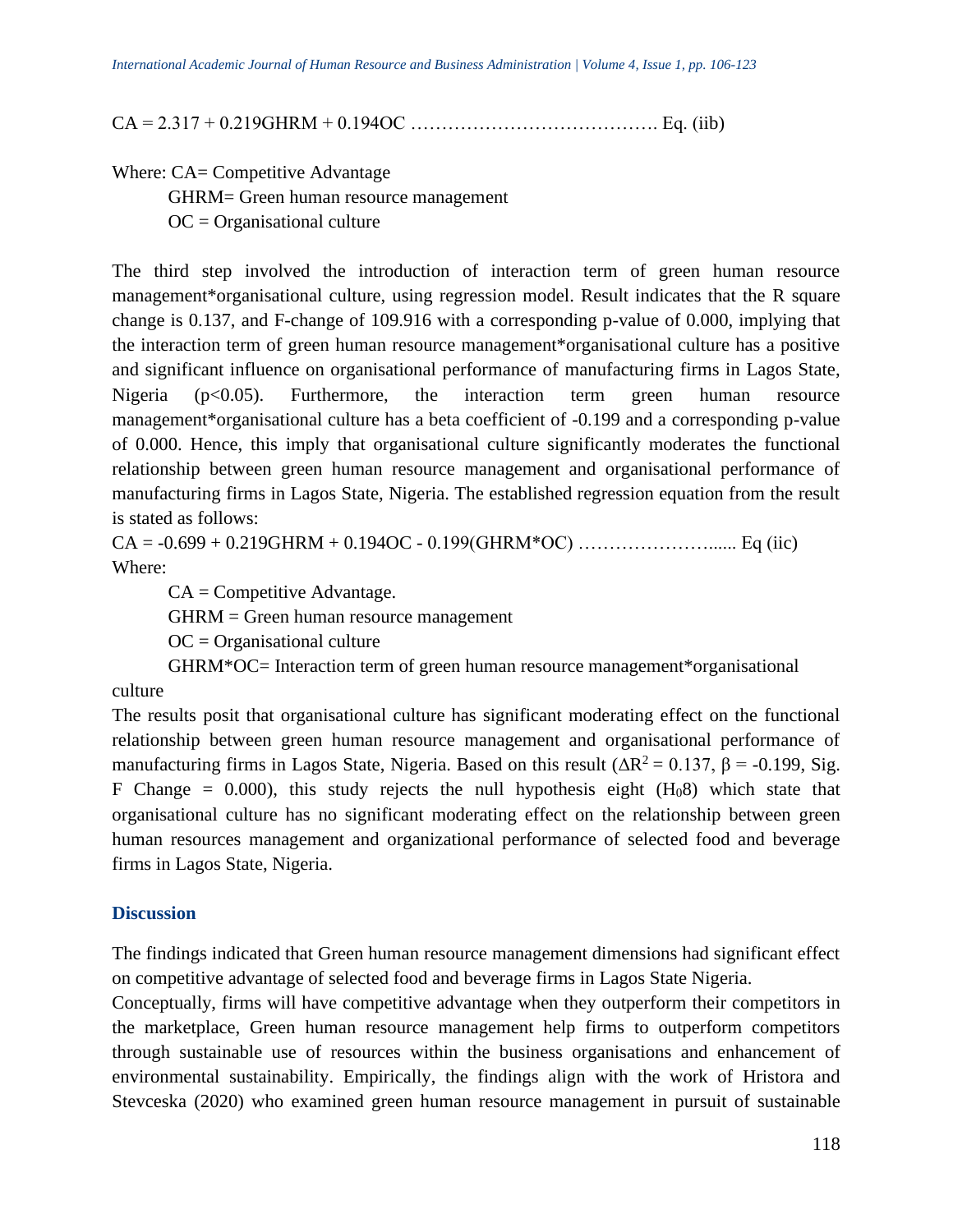CA = 2.317 + 0.219GHRM + 0.194OC …………………………………. Eq. (iib)

Where: CA= Competitive Advantage

GHRM= Green human resource management

OC = Organisational culture

The third step involved the introduction of interaction term of green human resource management*organisational culture, using regression model. Result indicates that the R square change is 0.137, and F-change of 109.916 with a corresponding p-value of 0.000, implying that the interaction term of green human resource management*organisational culture has a positive and significant influence on organisational performance of manufacturing firms in Lagos State, Nigeria ($p<0.05$). Furthermore, the interaction term green human resource management*organisational culture has a beta coefficient of -0.199 and a corresponding p-value of 0.000. Hence, this imply that organisational culture significantly moderates the functional relationship between green human resource management and organisational performance of manufacturing firms in Lagos State, Nigeria. The established regression equation from the result is stated as follows:

CA = -0.699 + 0.219GHRM + 0.194OC - 0.199(GHRM*OC) ………………….... Eq (iic)

Where:

CA = Competitive Advantage.

GHRM = Green human resource management

OC = Organisational culture

GHRM*OC= Interaction term of green human resource management*organisational culture

The results posit that organisational culture has significant moderating effect on the functional relationship between green human resource management and organisational performance of manufacturing firms in Lagos State, Nigeria. Based on this result ($\Delta R^2 = 0.137$, $\beta = -0.199$, Sig. F Change = 0.000), this study rejects the null hypothesis eight ($H_08$) which state that organisational culture has no significant moderating effect on the relationship between green human resources management and organizational performance of selected food and beverage firms in Lagos State, Nigeria.

## Discussion

The findings indicated that Green human resource management dimensions had significant effect on competitive advantage of selected food and beverage firms in Lagos State Nigeria.

Conceptually, firms will have competitive advantage when they outperform their competitors in the marketplace, Green human resource management help firms to outperform competitors through sustainable use of resources within the business organisations and enhancement of environmental sustainability. Empirically, the findings align with the work of Hristora and Stevceska (2020) who examined green human resource management in pursuit of sustainable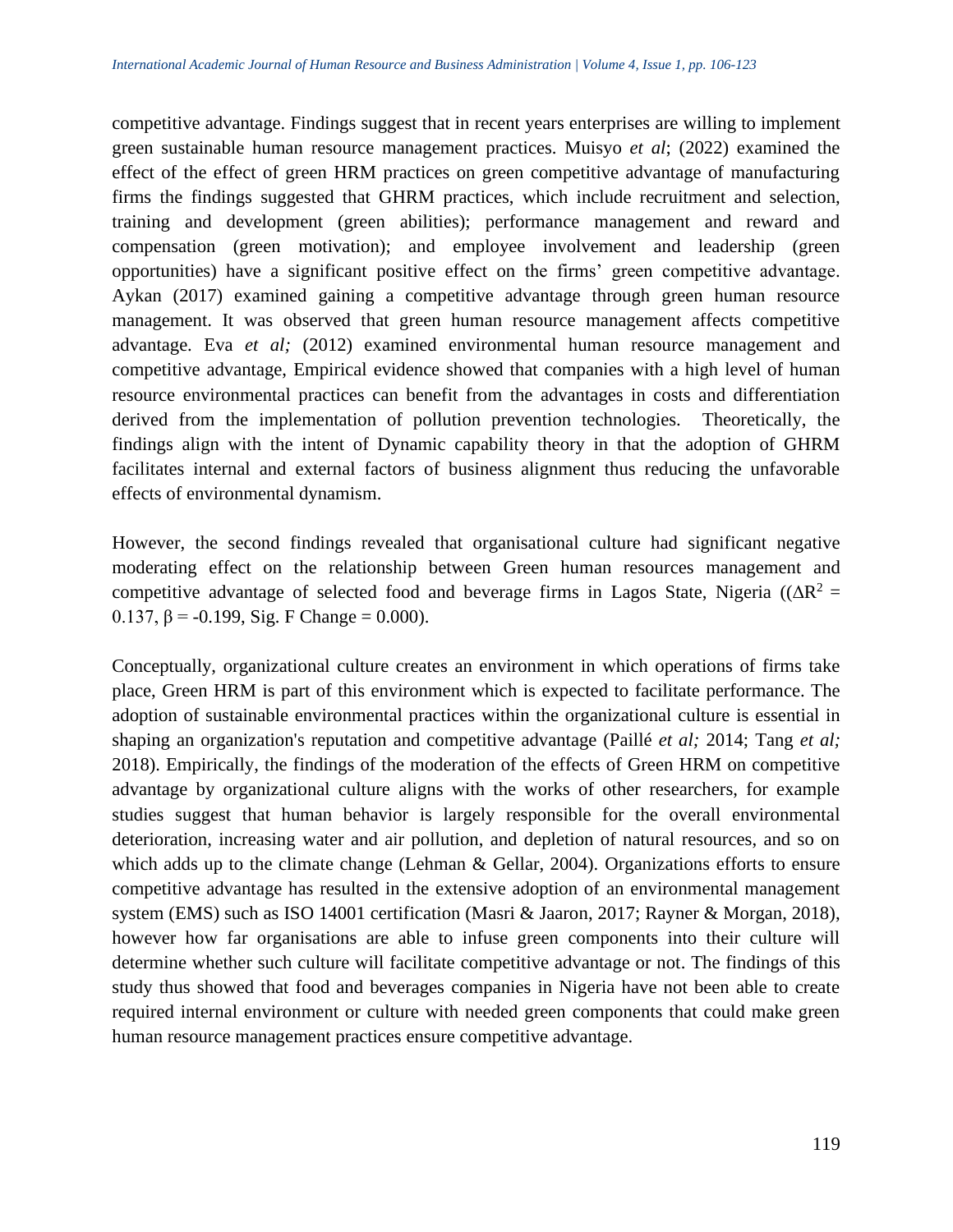competitive advantage. Findings suggest that in recent years enterprises are willing to implement green sustainable human resource management practices. Muisyo *et al*; (2022) examined the effect of the effect of green HRM practices on green competitive advantage of manufacturing firms the findings suggested that GHRM practices, which include recruitment and selection, training and development (green abilities); performance management and reward and compensation (green motivation); and employee involvement and leadership (green opportunities) have a significant positive effect on the firms' green competitive advantage. Aykan (2017) examined gaining a competitive advantage through green human resource management. It was observed that green human resource management affects competitive advantage. Eva *et al;* (2012) examined environmental human resource management and competitive advantage, Empirical evidence showed that companies with a high level of human resource environmental practices can benefit from the advantages in costs and differentiation derived from the implementation of pollution prevention technologies. Theoretically, the findings align with the intent of Dynamic capability theory in that the adoption of GHRM facilitates internal and external factors of business alignment thus reducing the unfavorable effects of environmental dynamism.

However, the second findings revealed that organisational culture had significant negative moderating effect on the relationship between Green human resources management and competitive advantage of selected food and beverage firms in Lagos State, Nigeria (($\Delta R^2$ = 0.137, $\beta$ = -0.199, Sig. F Change = 0.000).

Conceptually, organizational culture creates an environment in which operations of firms take place, Green HRM is part of this environment which is expected to facilitate performance. The adoption of sustainable environmental practices within the organizational culture is essential in shaping an organization's reputation and competitive advantage (Paillé *et al;* 2014; Tang *et al;* 2018). Empirically, the findings of the moderation of the effects of Green HRM on competitive advantage by organizational culture aligns with the works of other researchers, for example studies suggest that human behavior is largely responsible for the overall environmental deterioration, increasing water and air pollution, and depletion of natural resources, and so on which adds up to the climate change (Lehman & Gellar, 2004). Organizations efforts to ensure competitive advantage has resulted in the extensive adoption of an environmental management system (EMS) such as ISO 14001 certification (Masri & Jaaron, 2017; Rayner & Morgan, 2018), however how far organisations are able to infuse green components into their culture will determine whether such culture will facilitate competitive advantage or not. The findings of this study thus showed that food and beverages companies in Nigeria have not been able to create required internal environment or culture with needed green components that could make green human resource management practices ensure competitive advantage.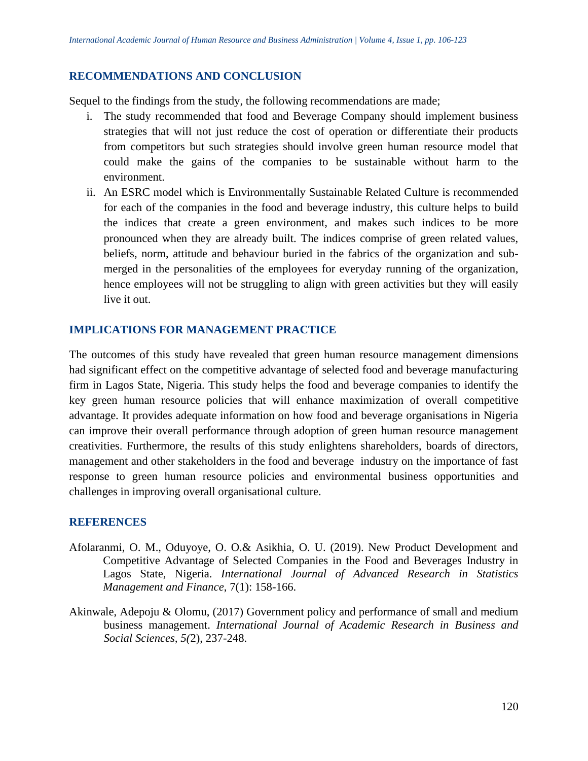## RECOMMENDATIONS AND CONCLUSION

Sequel to the findings from the study, the following recommendations are made;

i. The study recommended that food and Beverage Company should implement business strategies that will not just reduce the cost of operation or differentiate their products from competitors but such strategies should involve green human resource model that could make the gains of the companies to be sustainable without harm to the environment.

ii. An ESRC model which is Environmentally Sustainable Related Culture is recommended for each of the companies in the food and beverage industry, this culture helps to build the indices that create a green environment, and makes such indices to be more pronounced when they are already built. The indices comprise of green related values, beliefs, norm, attitude and behaviour buried in the fabrics of the organization and sub-merged in the personalities of the employees for everyday running of the organization, hence employees will not be struggling to align with green activities but they will easily live it out.

## IMPLICATIONS FOR MANAGEMENT PRACTICE

The outcomes of this study have revealed that green human resource management dimensions had significant effect on the competitive advantage of selected food and beverage manufacturing firm in Lagos State, Nigeria. This study helps the food and beverage companies to identify the key green human resource policies that will enhance maximization of overall competitive advantage. It provides adequate information on how food and beverage organisations in Nigeria can improve their overall performance through adoption of green human resource management creativities. Furthermore, the results of this study enlightens shareholders, boards of directors, management and other stakeholders in the food and beverage industry on the importance of fast response to green human resource policies and environmental business opportunities and challenges in improving overall organisational culture.

## REFERENCES

Afolaranmi, O. M., Oduyoye, O. O.& Asikhia, O. U. (2019). New Product Development and Competitive Advantage of Selected Companies in the Food and Beverages Industry in Lagos State, Nigeria. *International Journal of Advanced Research in Statistics Management and Finance*, 7(1): 158-166.

Akinwale, Adepoju & Olomu, (2017) Government policy and performance of small and medium business management. *International Journal of Academic Research in Business and Social Sciences*, *5(*2), 237-248.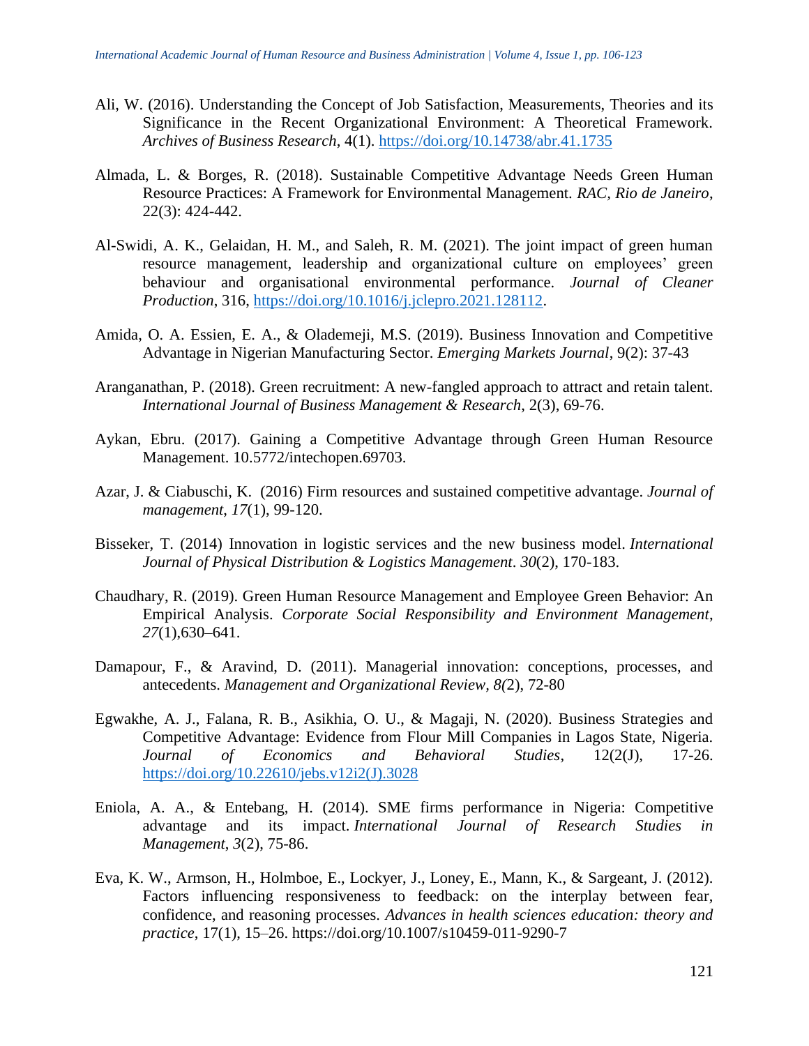Ali, W. (2016). Understanding the Concept of Job Satisfaction, Measurements, Theories and its Significance in the Recent Organizational Environment: A Theoretical Framework. *Archives of Business Research*, 4(1). https://doi.org/10.14738/abr.41.1735

Almada, L. & Borges, R. (2018). Sustainable Competitive Advantage Needs Green Human Resource Practices: A Framework for Environmental Management. *RAC, Rio de Janeiro*, 22(3): 424-442.

Al-Swidi, A. K., Gelaidan, H. M., and Saleh, R. M. (2021). The joint impact of green human resource management, leadership and organizational culture on employees' green behaviour and organisational environmental performance. *Journal of Cleaner Production*, 316, https://doi.org/10.1016/j.jclepro.2021.128112.

Amida, O. A. Essien, E. A., & Olademeji, M.S. (2019). Business Innovation and Competitive Advantage in Nigerian Manufacturing Sector. *Emerging Markets Journal*, 9(2): 37-43

Aranganathan, P. (2018). Green recruitment: A new-fangled approach to attract and retain talent. *International Journal of Business Management & Research*, 2(3), 69-76.

Aykan, Ebru. (2017). Gaining a Competitive Advantage through Green Human Resource Management. 10.5772/intechopen.69703.

Azar, J. & Ciabuschi, K. (2016) Firm resources and sustained competitive advantage. *Journal of management*, *17*(1), 99-120.

Bisseker, T. (2014) Innovation in logistic services and the new business model. *International Journal of Physical Distribution & Logistics Management*. *30*(2), 170-183.

Chaudhary, R. (2019). Green Human Resource Management and Employee Green Behavior: An Empirical Analysis. *Corporate Social Responsibility and Environment Management*, *27*(1),630–641.

Damapour, F., & Aravind, D. (2011). Managerial innovation: conceptions, processes, and antecedents. *Management and Organizational Review*, *8(*2), 72-80

Egwakhe, A. J., Falana, R. B., Asikhia, O. U., & Magaji, N. (2020). Business Strategies and Competitive Advantage: Evidence from Flour Mill Companies in Lagos State, Nigeria. *Journal of Economics and Behavioral Studies*, 12(2(J), 17-26. https://doi.org/10.22610/jebs.v12i2(J).3028

Eniola, A. A., & Entebang, H. (2014). SME firms performance in Nigeria: Competitive advantage and its impact. *International Journal of Research Studies in Management*, *3*(2), 75-86.

Eva, K. W., Armson, H., Holmboe, E., Lockyer, J., Loney, E., Mann, K., & Sargeant, J. (2012). Factors influencing responsiveness to feedback: on the interplay between fear, confidence, and reasoning processes. *Advances in health sciences education: theory and practice*, 17(1), 15–26. https://doi.org/10.1007/s10459-011-9290-7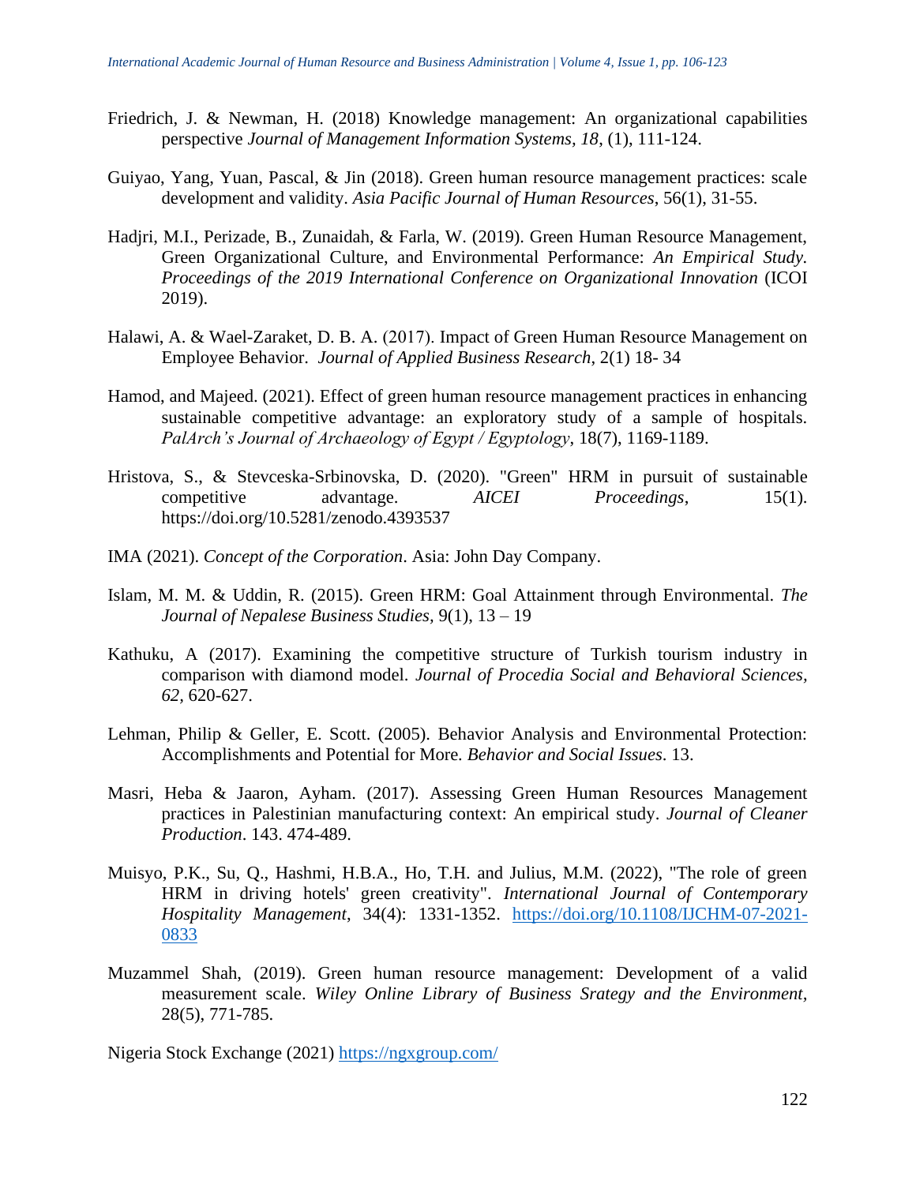Friedrich, J. & Newman, H. (2018) Knowledge management: An organizational capabilities perspective *Journal of Management Information Systems, 18*, (1), 111-124.

Guiyao, Yang, Yuan, Pascal, & Jin (2018). Green human resource management practices: scale development and validity. *Asia Pacific Journal of Human Resources*, 56(1), 31-55.

Hadjri, M.I., Perizade, B., Zunaidah, & Farla, W. (2019). Green Human Resource Management, Green Organizational Culture, and Environmental Performance: *An Empirical Study. Proceedings of the 2019 International Conference on Organizational Innovation* (ICOI 2019).

Halawi, A. & Wael-Zaraket, D. B. A. (2017). Impact of Green Human Resource Management on Employee Behavior. *Journal of Applied Business Research*, 2(1) 18- 34

Hamod, and Majeed. (2021). Effect of green human resource management practices in enhancing sustainable competitive advantage: an exploratory study of a sample of hospitals. *PalArch's Journal of Archaeology of Egypt / Egyptology*, 18(7), 1169-1189.

Hristova, S., & Stevceska-Srbinovska, D. (2020). "Green" HRM in pursuit of sustainable competitive advantage. *AICEI Proceedings*, 15(1). https://doi.org/10.5281/zenodo.4393537

IMA (2021). *Concept of the Corporation*. Asia: John Day Company.

Islam, M. M. & Uddin, R. (2015). Green HRM: Goal Attainment through Environmental. *The Journal of Nepalese Business Studies*, 9(1), 13 – 19

Kathuku, A (2017). Examining the competitive structure of Turkish tourism industry in comparison with diamond model. *Journal of Procedia Social and Behavioral Sciences, 62*, 620-627.

Lehman, Philip & Geller, E. Scott. (2005). Behavior Analysis and Environmental Protection: Accomplishments and Potential for More. *Behavior and Social Issues*. 13.

Masri, Heba & Jaaron, Ayham. (2017). Assessing Green Human Resources Management practices in Palestinian manufacturing context: An empirical study. *Journal of Cleaner Production*. 143. 474-489.

Muisyo, P.K., Su, Q., Hashmi, H.B.A., Ho, T.H. and Julius, M.M. (2022), "The role of green HRM in driving hotels' green creativity". *International Journal of Contemporary Hospitality Management*, 34(4): 1331-1352. https://doi.org/10.1108/IJCHM-07-2021-0833

Muzammel Shah, (2019). Green human resource management: Development of a valid measurement scale. *Wiley Online Library of Business Srategy and the Environment*, 28(5), 771-785.

Nigeria Stock Exchange (2021) https://ngxgroup.com/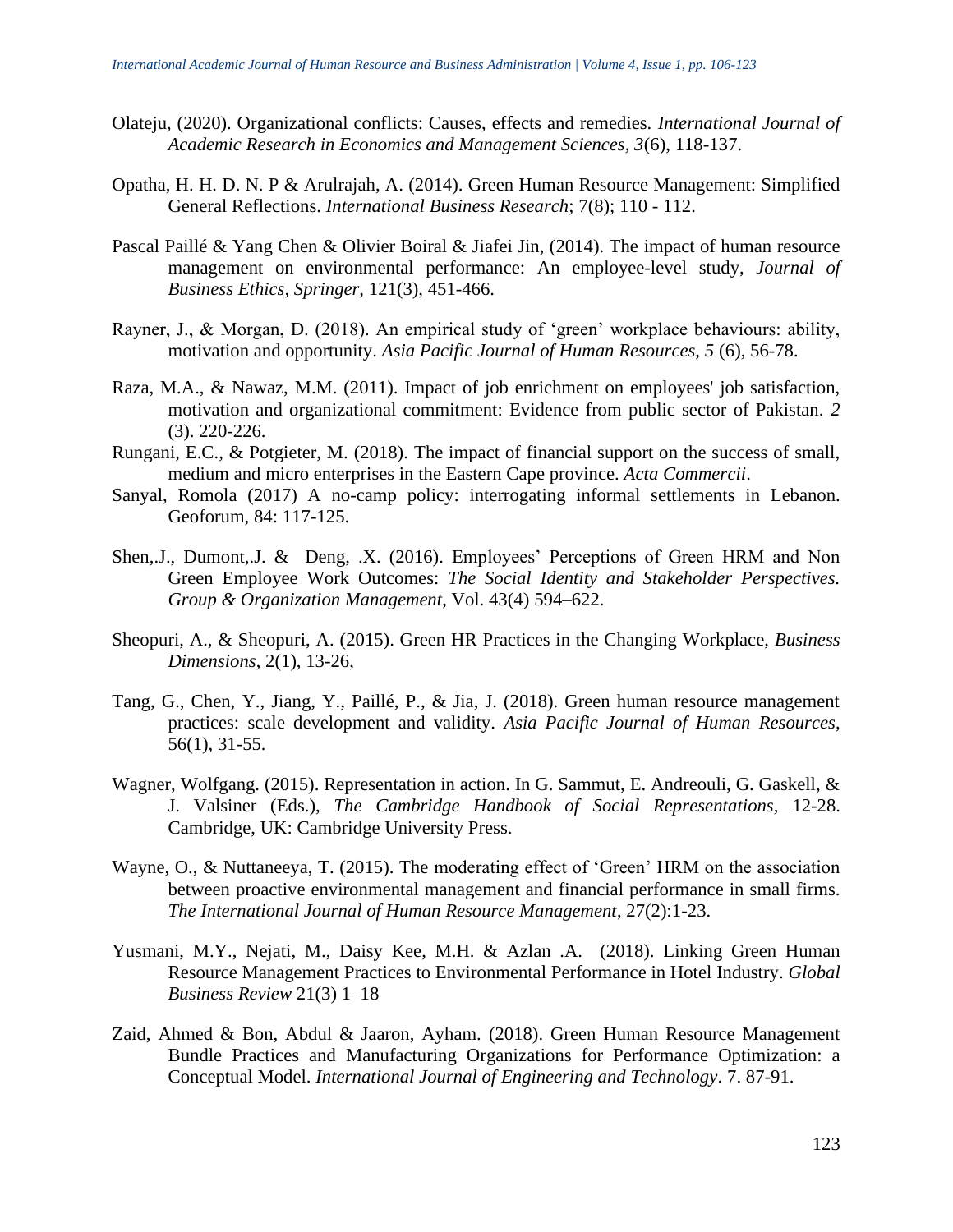Olateju, (2020). Organizational conflicts: Causes, effects and remedies. *International Journal of Academic Research in Economics and Management Sciences, 3*(6), 118-137.

Opatha, H. H. D. N. P & Arulrajah, A. (2014). Green Human Resource Management: Simplified General Reflections. *International Business Research*; 7(8); 110 - 112.

Pascal Paillé & Yang Chen & Olivier Boiral & Jiafei Jin, (2014). The impact of human resource management on environmental performance: An employee-level study, *Journal of Business Ethics, Springer,* 121(3), 451-466.

Rayner, J., & Morgan, D. (2018). An empirical study of 'green' workplace behaviours: ability, motivation and opportunity. *Asia Pacific Journal of Human Resources, 5* (6), 56-78.

Raza, M.A., & Nawaz, M.M. (2011). Impact of job enrichment on employees' job satisfaction, motivation and organizational commitment: Evidence from public sector of Pakistan. *2* (3). 220-226.

Rungani, E.C., & Potgieter, M. (2018). The impact of financial support on the success of small, medium and micro enterprises in the Eastern Cape province. *Acta Commercii*.

Sanyal, Romola (2017) A no-camp policy: interrogating informal settlements in Lebanon. Geoforum, 84: 117-125.

Shen,.J., Dumont,.J. & Deng, .X. (2016). Employees' Perceptions of Green HRM and Non Green Employee Work Outcomes: *The Social Identity and Stakeholder Perspectives. Group & Organization Management*, Vol. 43(4) 594–622.

Sheopuri, A., & Sheopuri, A. (2015). Green HR Practices in the Changing Workplace, *Business Dimensions*, 2(1), 13-26,

Tang, G., Chen, Y., Jiang, Y., Paillé, P., & Jia, J. (2018). Green human resource management practices: scale development and validity. *Asia Pacific Journal of Human Resources*, 56(1), 31-55.

Wagner, Wolfgang. (2015). Representation in action. In G. Sammut, E. Andreouli, G. Gaskell, & J. Valsiner (Eds.), *The Cambridge Handbook of Social Representations*, 12-28. Cambridge, UK: Cambridge University Press.

Wayne, O., & Nuttaneeya, T. (2015). The moderating effect of 'Green' HRM on the association between proactive environmental management and financial performance in small firms. *The International Journal of Human Resource Management*, 27(2):1-23.

Yusmani, M.Y., Nejati, M., Daisy Kee, M.H. & Azlan .A. (2018). Linking Green Human Resource Management Practices to Environmental Performance in Hotel Industry. *Global Business Review* 21(3) 1–18

Zaid, Ahmed & Bon, Abdul & Jaaron, Ayham. (2018). Green Human Resource Management Bundle Practices and Manufacturing Organizations for Performance Optimization: a Conceptual Model. *International Journal of Engineering and Technology*. 7. 87-91.